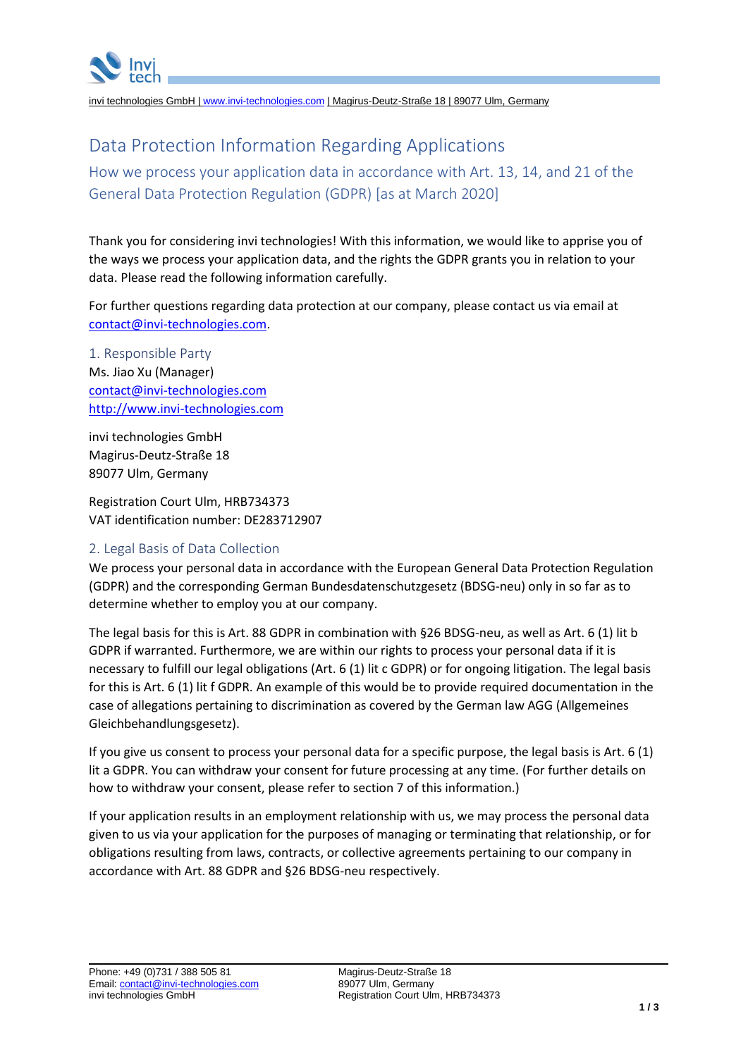# Data Protection Information Regarding Applications

## How we process your application data in accordance with Art. 13, 14, and 21 of the General Data Protection Regulation (GDPR) [as at March 2020]

Thank you for considering invi technologies! With this information, we would like to apprise you of the ways we process your application data, and the rights the GDPR grants you in relation to your data. Please read the following information carefully.

For further questions regarding data protection at our company, please contact us via email at contact@invi-technologies.com.

### 1. Responsible Party

Ms. Jiao Xu (Manager)
contact@invi-technologies.com
http://www.invi-technologies.com

invi technologies GmbH
Magirus-Deutz-Straße 18
89077 Ulm, Germany

Registration Court Ulm, HRB734373
VAT identification number: DE283712907

### 2. Legal Basis of Data Collection

We process your personal data in accordance with the European General Data Protection Regulation (GDPR) and the corresponding German Bundesdatenschutzgesetz (BDSG-neu) only in so far as to determine whether to employ you at our company.

The legal basis for this is Art. 88 GDPR in combination with §26 BDSG-neu, as well as Art. 6 (1) lit b GDPR if warranted. Furthermore, we are within our rights to process your personal data if it is necessary to fulfill our legal obligations (Art. 6 (1) lit c GDPR) or for ongoing litigation. The legal basis for this is Art. 6 (1) lit f GDPR. An example of this would be to provide required documentation in the case of allegations pertaining to discrimination as covered by the German law AGG (Allgemeines Gleichbehandlungsgesetz).

If you give us consent to process your personal data for a specific purpose, the legal basis is Art. 6 (1) lit a GDPR. You can withdraw your consent for future processing at any time. (For further details on how to withdraw your consent, please refer to section 7 of this information.)

If your application results in an employment relationship with us, we may process the personal data given to us via your application for the purposes of managing or terminating that relationship, or for obligations resulting from laws, contracts, or collective agreements pertaining to our company in accordance with Art. 88 GDPR and §26 BDSG-neu respectively.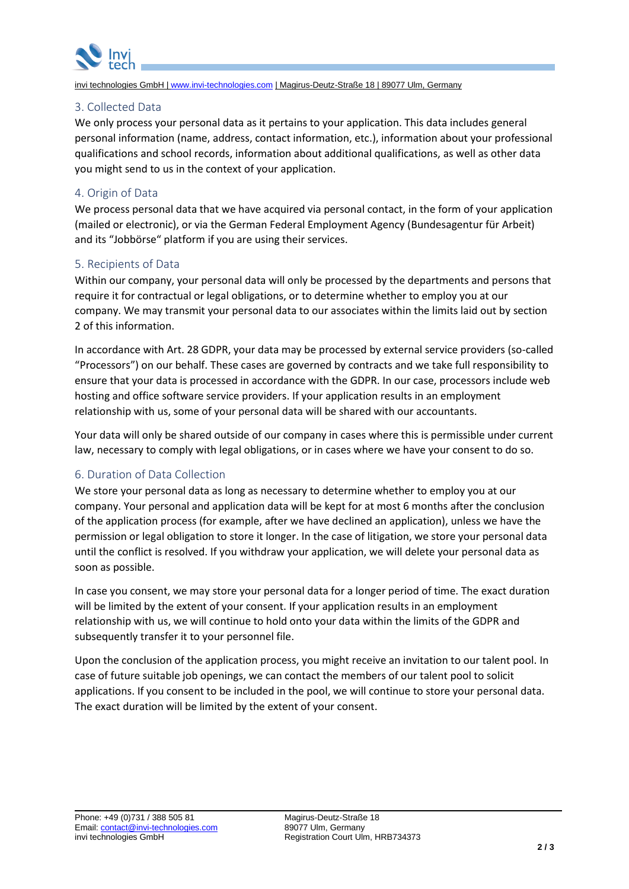## 3. Collected Data

We only process your personal data as it pertains to your application. This data includes general personal information (name, address, contact information, etc.), information about your professional qualifications and school records, information about additional qualifications, as well as other data you might send to us in the context of your application.

## 4. Origin of Data

We process personal data that we have acquired via personal contact, in the form of your application (mailed or electronic), or via the German Federal Employment Agency (Bundesagentur für Arbeit) and its "Jobbörse" platform if you are using their services.

## 5. Recipients of Data

Within our company, your personal data will only be processed by the departments and persons that require it for contractual or legal obligations, or to determine whether to employ you at our company. We may transmit your personal data to our associates within the limits laid out by section 2 of this information.

In accordance with Art. 28 GDPR, your data may be processed by external service providers (so-called "Processors") on our behalf. These cases are governed by contracts and we take full responsibility to ensure that your data is processed in accordance with the GDPR. In our case, processors include web hosting and office software service providers. If your application results in an employment relationship with us, some of your personal data will be shared with our accountants.

Your data will only be shared outside of our company in cases where this is permissible under current law, necessary to comply with legal obligations, or in cases where we have your consent to do so.

## 6. Duration of Data Collection

We store your personal data as long as necessary to determine whether to employ you at our company. Your personal and application data will be kept for at most 6 months after the conclusion of the application process (for example, after we have declined an application), unless we have the permission or legal obligation to store it longer. In the case of litigation, we store your personal data until the conflict is resolved. If you withdraw your application, we will delete your personal data as soon as possible.

In case you consent, we may store your personal data for a longer period of time. The exact duration will be limited by the extent of your consent. If your application results in an employment relationship with us, we will continue to hold onto your data within the limits of the GDPR and subsequently transfer it to your personnel file.

Upon the conclusion of the application process, you might receive an invitation to our talent pool. In case of future suitable job openings, we can contact the members of our talent pool to solicit applications. If you consent to be included in the pool, we will continue to store your personal data. The exact duration will be limited by the extent of your consent.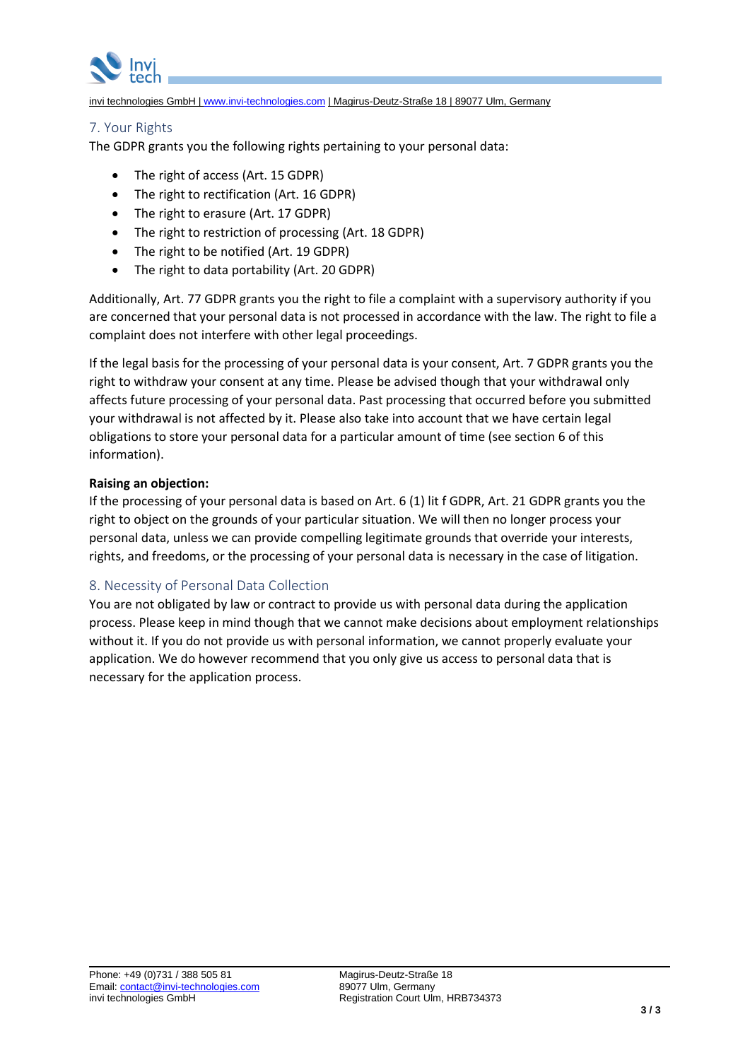## 7. Your Rights

The GDPR grants you the following rights pertaining to your personal data:

- The right of access (Art. 15 GDPR)
- The right to rectification (Art. 16 GDPR)
- The right to erasure (Art. 17 GDPR)
- The right to restriction of processing (Art. 18 GDPR)
- The right to be notified (Art. 19 GDPR)
- The right to data portability (Art. 20 GDPR)

Additionally, Art. 77 GDPR grants you the right to file a complaint with a supervisory authority if you are concerned that your personal data is not processed in accordance with the law. The right to file a complaint does not interfere with other legal proceedings.

If the legal basis for the processing of your personal data is your consent, Art. 7 GDPR grants you the right to withdraw your consent at any time. Please be advised though that your withdrawal only affects future processing of your personal data. Past processing that occurred before you submitted your withdrawal is not affected by it. Please also take into account that we have certain legal obligations to store your personal data for a particular amount of time (see section 6 of this information).

**Raising an objection:**

If the processing of your personal data is based on Art. 6 (1) lit f GDPR, Art. 21 GDPR grants you the right to object on the grounds of your particular situation. We will then no longer process your personal data, unless we can provide compelling legitimate grounds that override your interests, rights, and freedoms, or the processing of your personal data is necessary in the case of litigation.

## 8. Necessity of Personal Data Collection

You are not obligated by law or contract to provide us with personal data during the application process. Please keep in mind though that we cannot make decisions about employment relationships without it. If you do not provide us with personal information, we cannot properly evaluate your application. We do however recommend that you only give us access to personal data that is necessary for the application process.